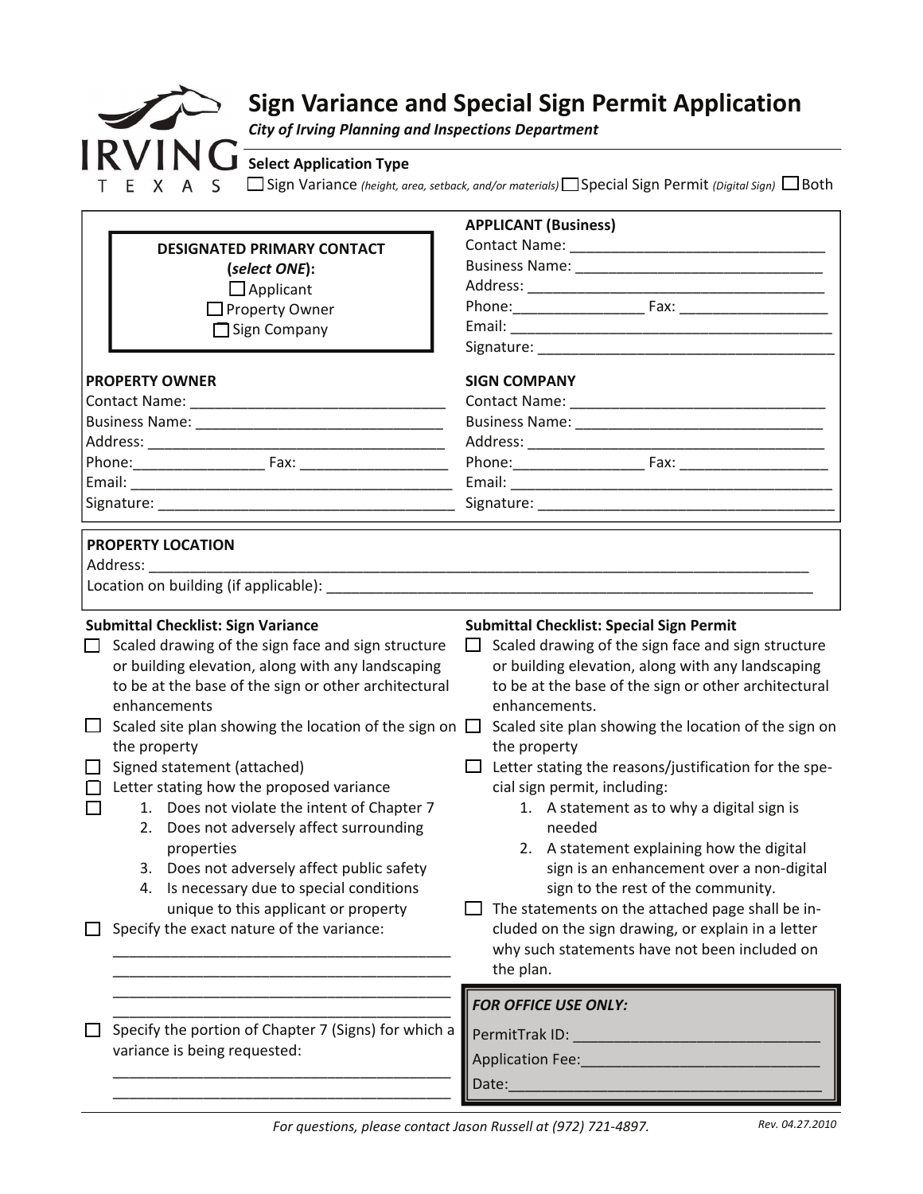# Sign Variance and Special Sign Permit Application

***City of Irving Planning and Inspections Department***

IRVING TEXAS

**Select Application Type**

☐ Sign Variance *(height, area, setback, and/or materials)* ☐ Special Sign Permit *(Digital Sign)* ☐ Both

**DESIGNATED PRIMARY CONTACT (*select ONE*):**

☐ Applicant
☐ Property Owner
☐ Sign Company

**APPLICANT (Business)**

Contact Name: ______________________________
Business Name: ______________________________
Address: ______________________________
Phone: ________________ Fax: __________________
Email: ______________________________
Signature: ______________________________

**PROPERTY OWNER**

Contact Name: ______________________________
Business Name: ______________________________
Address: ______________________________
Phone: ________________ Fax: __________________
Email: ______________________________
Signature: ______________________________

**SIGN COMPANY**

Contact Name: ______________________________
Business Name: ______________________________
Address: ______________________________
Phone: ________________ Fax: __________________
Email: ______________________________
Signature: ______________________________

**PROPERTY LOCATION**

Address: ______________________________________________________________
Location on building (if applicable): ______________________________________________

**Submittal Checklist: Sign Variance**

- ☐ Scaled drawing of the sign face and sign structure or building elevation, along with any landscaping to be at the base of the sign or other architectural enhancements
- ☐ Scaled site plan showing the location of the sign on the property
- ☐ Signed statement (attached)
- ☐ Letter stating how the proposed variance
- ☐
  1. Does not violate the intent of Chapter 7
  2. Does not adversely affect surrounding properties
  3. Does not adversely affect public safety
  4. Is necessary due to special conditions unique to this applicant or property
- ☐ Specify the exact nature of the variance:
  ________________________________________
  ________________________________________
  ________________________________________
  ________________________________________
- ☐ Specify the portion of Chapter 7 (Signs) for which a variance is being requested:
  ________________________________________
  ________________________________________

**Submittal Checklist: Special Sign Permit**

- ☐ Scaled drawing of the sign face and sign structure or building elevation, along with any landscaping to be at the base of the sign or other architectural enhancements.
- ☐ Scaled site plan showing the location of the sign on the property
- ☐ Letter stating the reasons/justification for the special sign permit, including:
  1. A statement as to why a digital sign is needed
  2. A statement explaining how the digital sign is an enhancement over a non-digital sign to the rest of the community.
- ☐ The statements on the attached page shall be included on the sign drawing, or explain in a letter why such statements have not been included on the plan.

***FOR OFFICE USE ONLY:***

PermitTrak ID: ______________________________
Application Fee: ______________________________
Date: ______________________________

*For questions, please contact Jason Russell at (972) 721-4897.*

*Rev. 04.27.2010*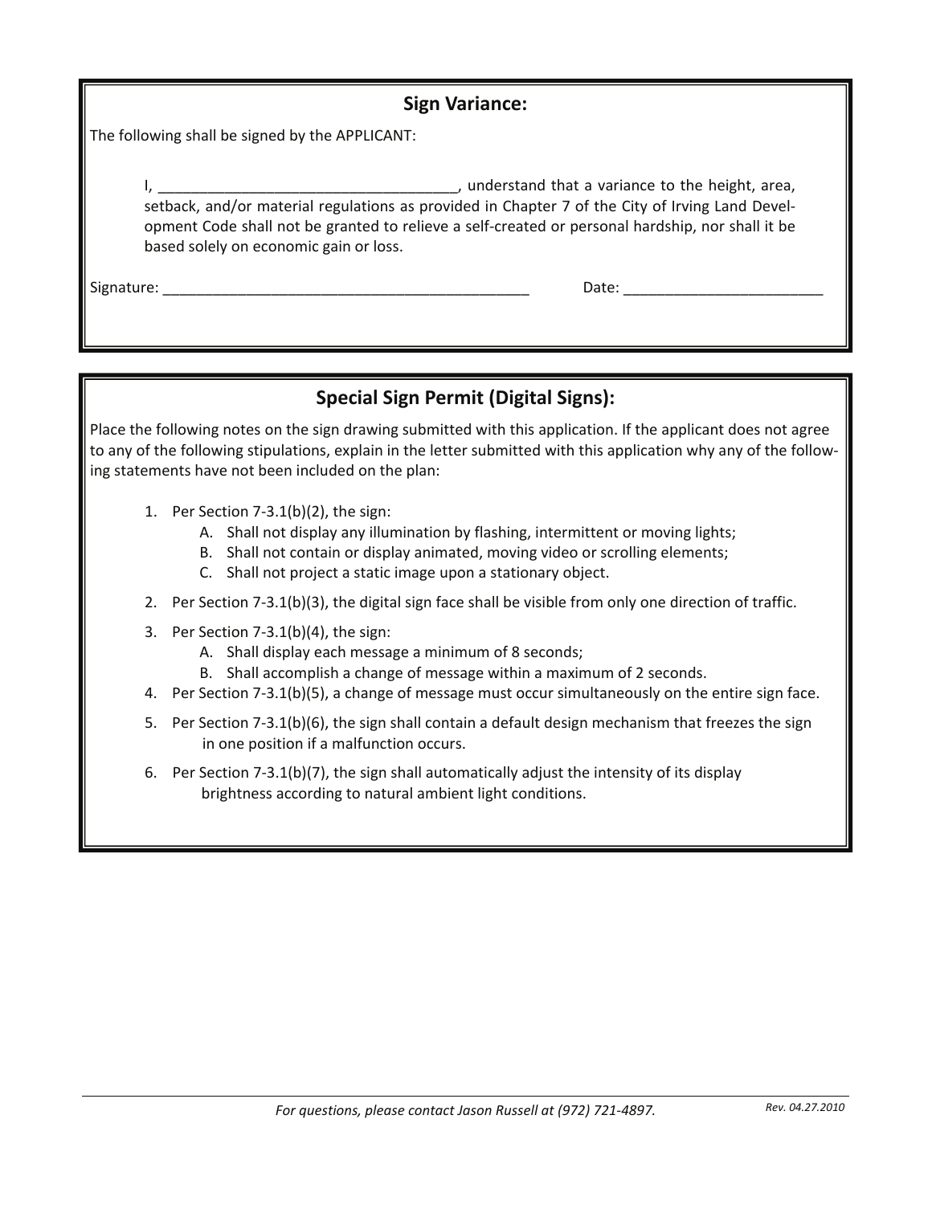## Sign Variance:

The following shall be signed by the APPLICANT:

I, ____________________________________, understand that a variance to the height, area, setback, and/or material regulations as provided in Chapter 7 of the City of Irving Land Development Code shall not be granted to relieve a self-created or personal hardship, nor shall it be based solely on economic gain or loss.

Signature: ______________________________________________ Date: ________________________

## Special Sign Permit (Digital Signs):

Place the following notes on the sign drawing submitted with this application. If the applicant does not agree to any of the following stipulations, explain in the letter submitted with this application why any of the following statements have not been included on the plan:

1. Per Section 7-3.1(b)(2), the sign:
   - A. Shall not display any illumination by flashing, intermittent or moving lights;
   - B. Shall not contain or display animated, moving video or scrolling elements;
   - C. Shall not project a static image upon a stationary object.
2. Per Section 7-3.1(b)(3), the digital sign face shall be visible from only one direction of traffic.
3. Per Section 7-3.1(b)(4), the sign:
   - A. Shall display each message a minimum of 8 seconds;
   - B. Shall accomplish a change of message within a maximum of 2 seconds.
4. Per Section 7-3.1(b)(5), a change of message must occur simultaneously on the entire sign face.
5. Per Section 7-3.1(b)(6), the sign shall contain a default design mechanism that freezes the sign in one position if a malfunction occurs.
6. Per Section 7-3.1(b)(7), the sign shall automatically adjust the intensity of its display brightness according to natural ambient light conditions.

*For questions, please contact Jason Russell at (972) 721-4897.*

*Rev. 04.27.2010*